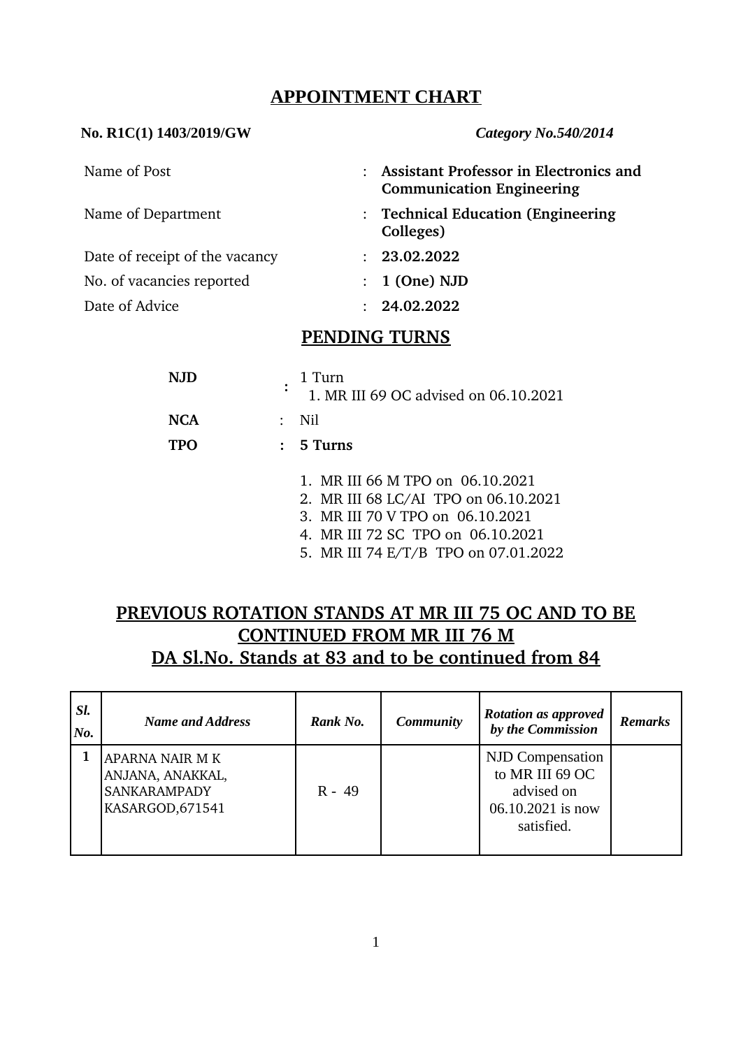# APPOINTMENT CHART

**No. R1C(1) 1403/2019/GW** *Category No.540/2014*

| | | |
|---|---|---|
| Name of Post | : | **Assistant Professor in Electronics and Communication Engineering** |
| Name of Department | : | **Technical Education (Engineering Colleges)** |
| Date of receipt of the vacancy | : | **23.02.2022** |
| No. of vacancies reported | : | **1 (One) NJD** |
| Date of Advice | : | **24.02.2022** |

## PENDING TURNS

**NJD** : 1 Turn
1. MR III 69 OC advised on 06.10.2021

**NCA** : Nil

**TPO** : **5 Turns**

1. MR III 66 M TPO on 06.10.2021
2. MR III 68 LC/AI TPO on 06.10.2021
3. MR III 70 V TPO on 06.10.2021
4. MR III 72 SC TPO on 06.10.2021
5. MR III 74 E/T/B TPO on 07.01.2022

## PREVIOUS ROTATION STANDS AT MR III 75 OC AND TO BE CONTINUED FROM MR III 76 M

## DA Sl.No. Stands at 83 and to be continued from 84

| *Sl. No.* | *Name and Address* | *Rank No.* | *Community* | *Rotation as approved by the Commission* | *Remarks* |
|---|---|---|---|---|---|
| 1 | APARNA NAIR M K<br>ANJANA, ANAKKAL,<br>SANKARAMPADY<br>KASARGOD,671541 | R - 49 | | NJD Compensation to MR III 69 OC advised on 06.10.2021 is now satisfied. | |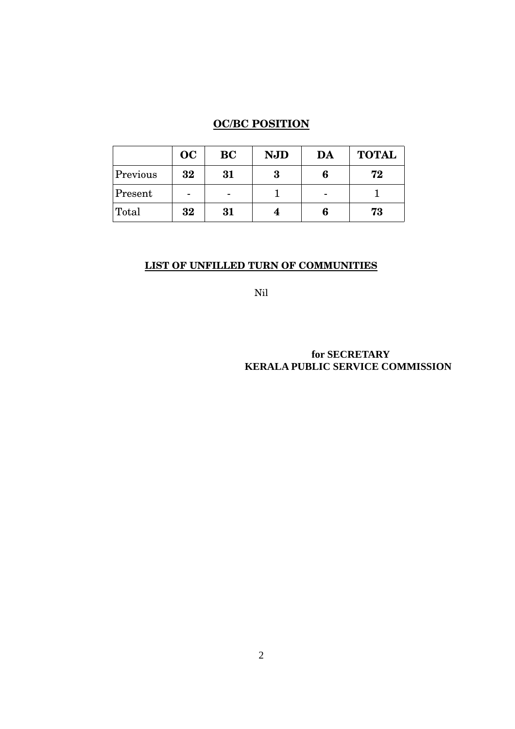## OC/BC POSITION

| | OC | BC | NJD | DA | TOTAL |
|---|---|---|---|---|---|
| Previous | **32** | **31** | **3** | **6** | **72** |
| Present | - | - | 1 | - | 1 |
| Total | **32** | **31** | **4** | **6** | **73** |

## LIST OF UNFILLED TURN OF COMMUNITIES

Nil

**for SECRETARY**
**KERALA PUBLIC SERVICE COMMISSION**